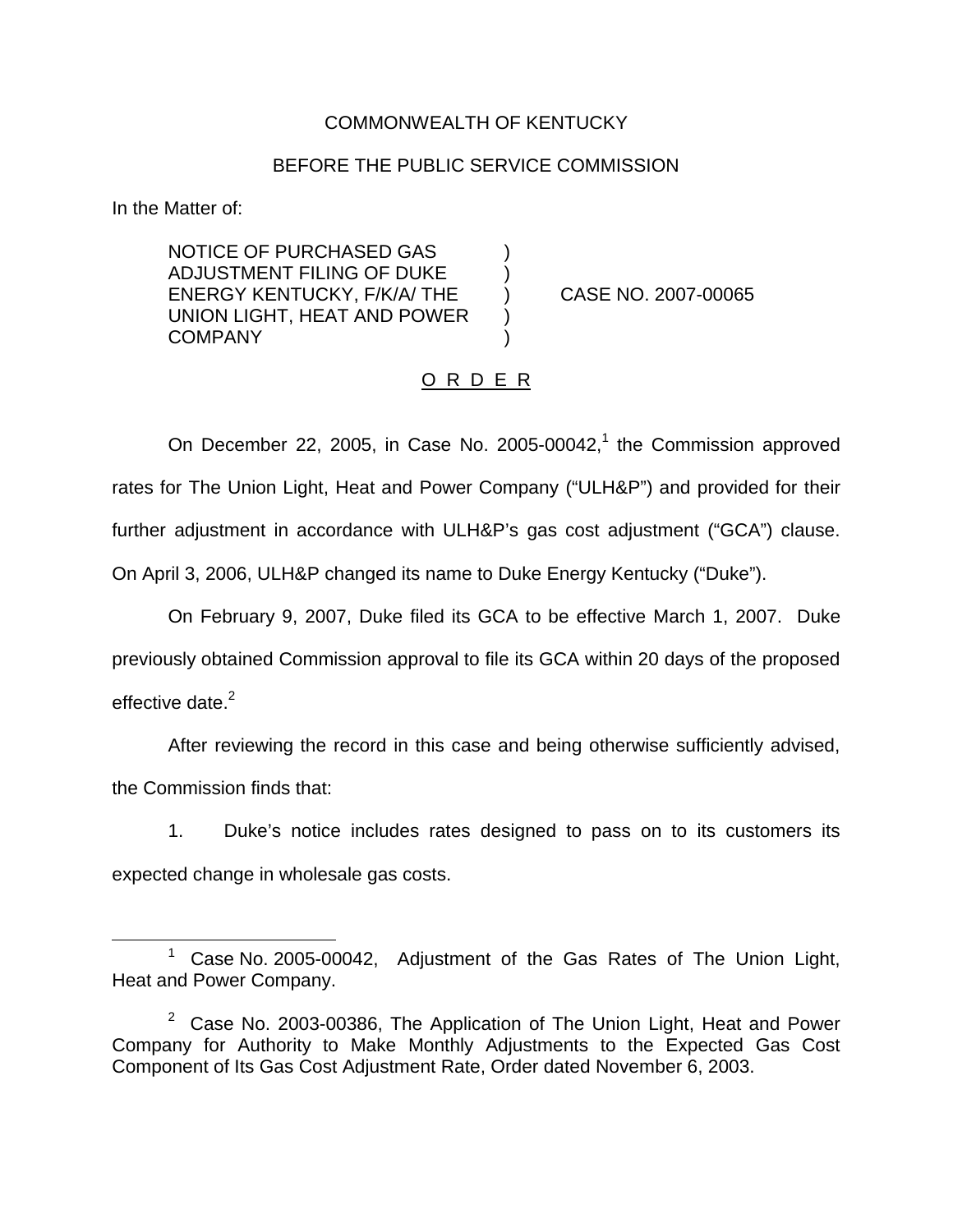COMMONWEALTH OF KENTUCKY

BEFORE THE PUBLIC SERVICE COMMISSION

In the Matter of:

NOTICE OF PURCHASED GAS ADJUSTMENT FILING OF DUKE ENERGY KENTUCKY, F/K/A/ THE UNION LIGHT, HEAT AND POWER COMPANY ) CASE NO. 2007-00065

## O R D E R

On December 22, 2005, in Case No. 2005-00042,[1] the Commission approved rates for The Union Light, Heat and Power Company ("ULH&P") and provided for their further adjustment in accordance with ULH&P's gas cost adjustment ("GCA") clause. On April 3, 2006, ULH&P changed its name to Duke Energy Kentucky ("Duke").

On February 9, 2007, Duke filed its GCA to be effective March 1, 2007. Duke previously obtained Commission approval to file its GCA within 20 days of the proposed effective date.[2]

After reviewing the record in this case and being otherwise sufficiently advised, the Commission finds that:

1. Duke's notice includes rates designed to pass on to its customers its expected change in wholesale gas costs.

---

[1] Case No. 2005-00042, Adjustment of the Gas Rates of The Union Light, Heat and Power Company.

[2] Case No. 2003-00386, The Application of The Union Light, Heat and Power Company for Authority to Make Monthly Adjustments to the Expected Gas Cost Component of Its Gas Cost Adjustment Rate, Order dated November 6, 2003.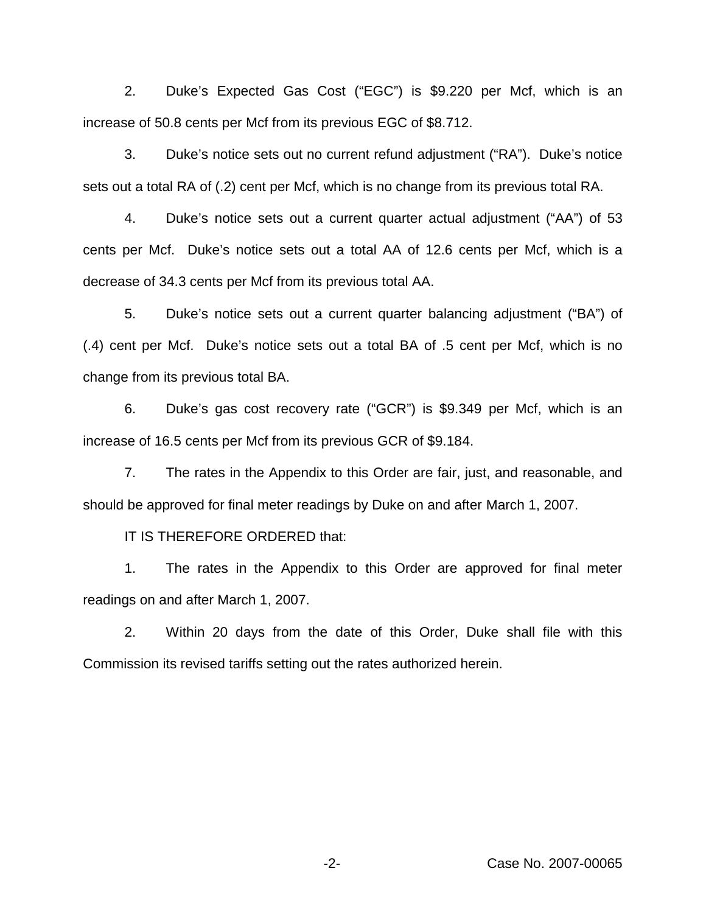2. Duke's Expected Gas Cost ("EGC") is $9.220 per Mcf, which is an increase of 50.8 cents per Mcf from its previous EGC of $8.712.

3. Duke's notice sets out no current refund adjustment ("RA"). Duke's notice sets out a total RA of (.2) cent per Mcf, which is no change from its previous total RA.

4. Duke's notice sets out a current quarter actual adjustment ("AA") of 53 cents per Mcf. Duke's notice sets out a total AA of 12.6 cents per Mcf, which is a decrease of 34.3 cents per Mcf from its previous total AA.

5. Duke's notice sets out a current quarter balancing adjustment ("BA") of (.4) cent per Mcf. Duke's notice sets out a total BA of .5 cent per Mcf, which is no change from its previous total BA.

6. Duke's gas cost recovery rate ("GCR") is $9.349 per Mcf, which is an increase of 16.5 cents per Mcf from its previous GCR of $9.184.

7. The rates in the Appendix to this Order are fair, just, and reasonable, and should be approved for final meter readings by Duke on and after March 1, 2007.

IT IS THEREFORE ORDERED that:

1. The rates in the Appendix to this Order are approved for final meter readings on and after March 1, 2007.

2. Within 20 days from the date of this Order, Duke shall file with this Commission its revised tariffs setting out the rates authorized herein.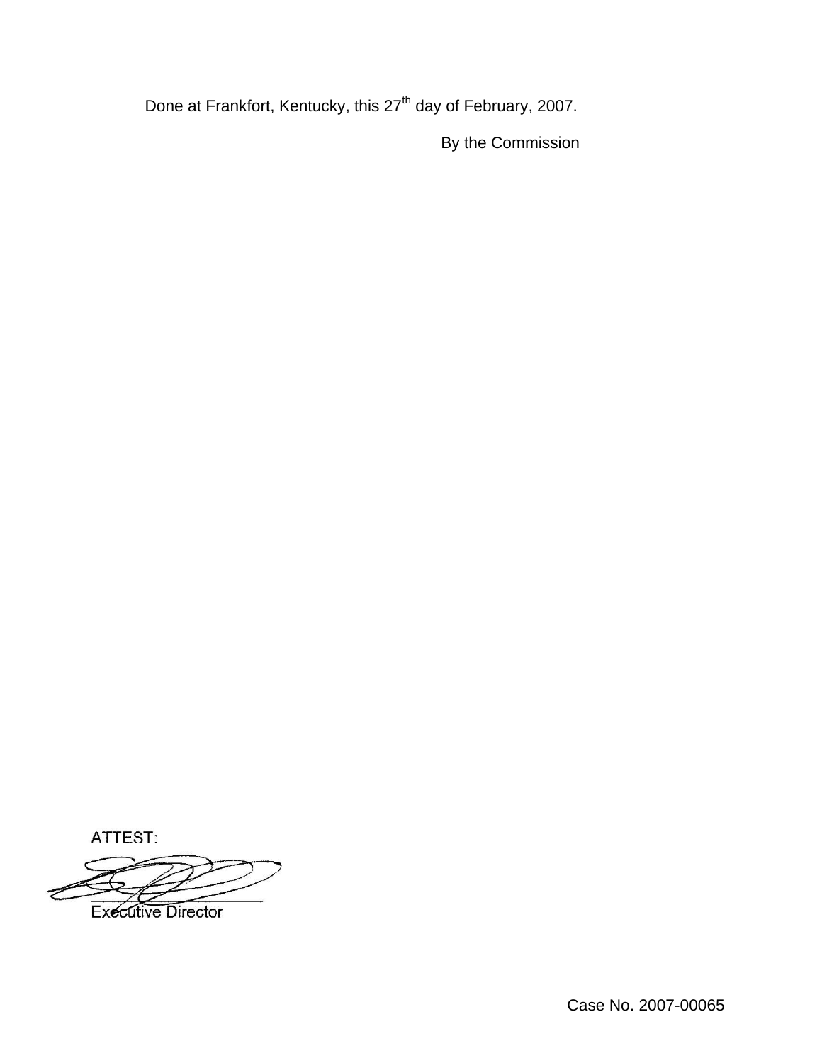Done at Frankfort, Kentucky, this 27th day of February, 2007.

By the Commission

ATTEST:

Executive Director

Case No. 2007-00065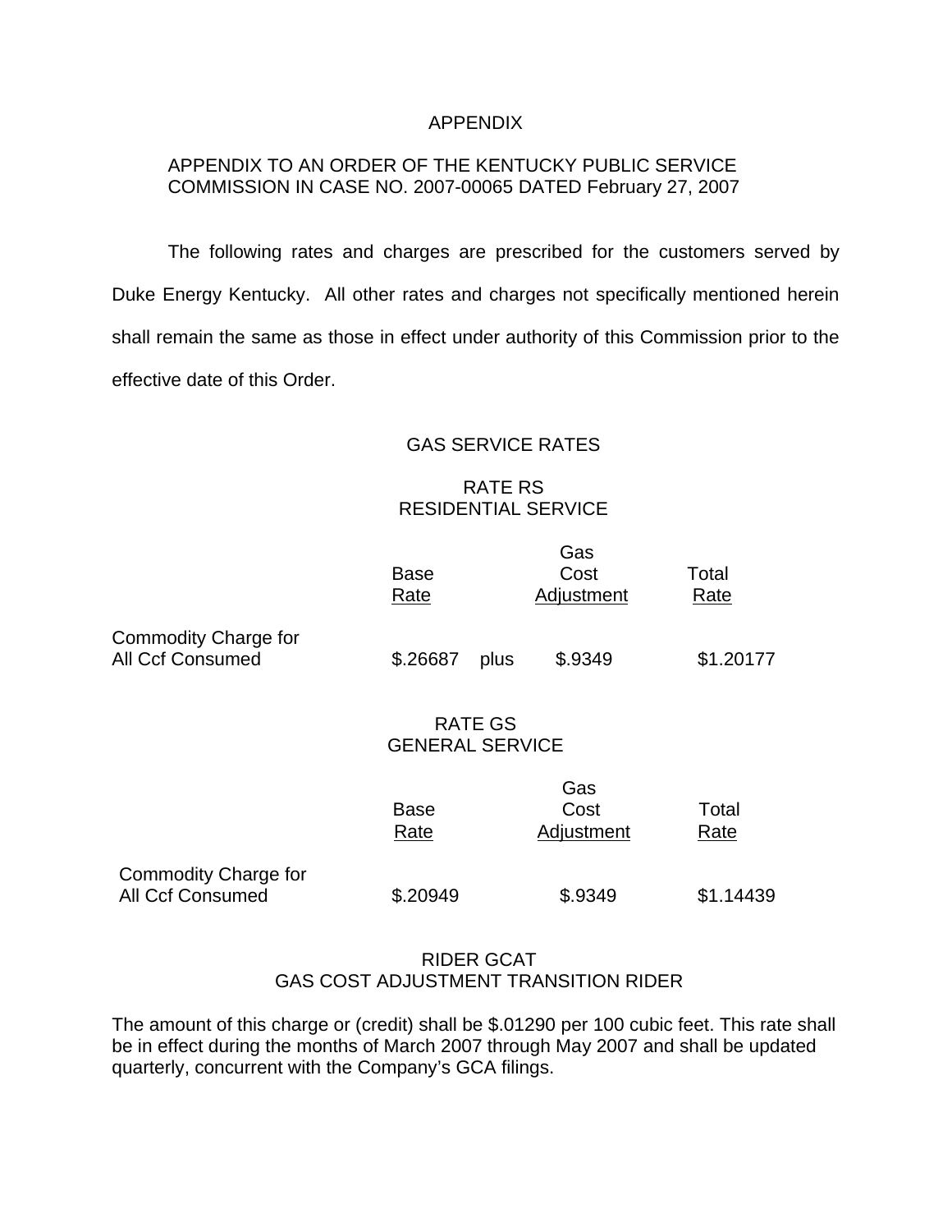# APPENDIX

APPENDIX TO AN ORDER OF THE KENTUCKY PUBLIC SERVICE COMMISSION IN CASE NO. 2007-00065 DATED February 27, 2007

The following rates and charges are prescribed for the customers served by Duke Energy Kentucky. All other rates and charges not specifically mentioned herein shall remain the same as those in effect under authority of this Commission prior to the effective date of this Order.

## GAS SERVICE RATES

### RATE RS
### RESIDENTIAL SERVICE

| | Base Rate | | Gas Cost Adjustment | Total Rate |
|---|---|---|---|---|
| Commodity Charge for All Ccf Consumed | $.26687 | plus | $.9349 | $1.20177 |

### RATE GS
### GENERAL SERVICE

| | Base Rate | Gas Cost Adjustment | Total Rate |
|---|---|---|---|
| Commodity Charge for All Ccf Consumed | $.20949 | $.9349 | $1.14439 |

### RIDER GCAT
### GAS COST ADJUSTMENT TRANSITION RIDER

The amount of this charge or (credit) shall be $.01290 per 100 cubic feet. This rate shall be in effect during the months of March 2007 through May 2007 and shall be updated quarterly, concurrent with the Company's GCA filings.